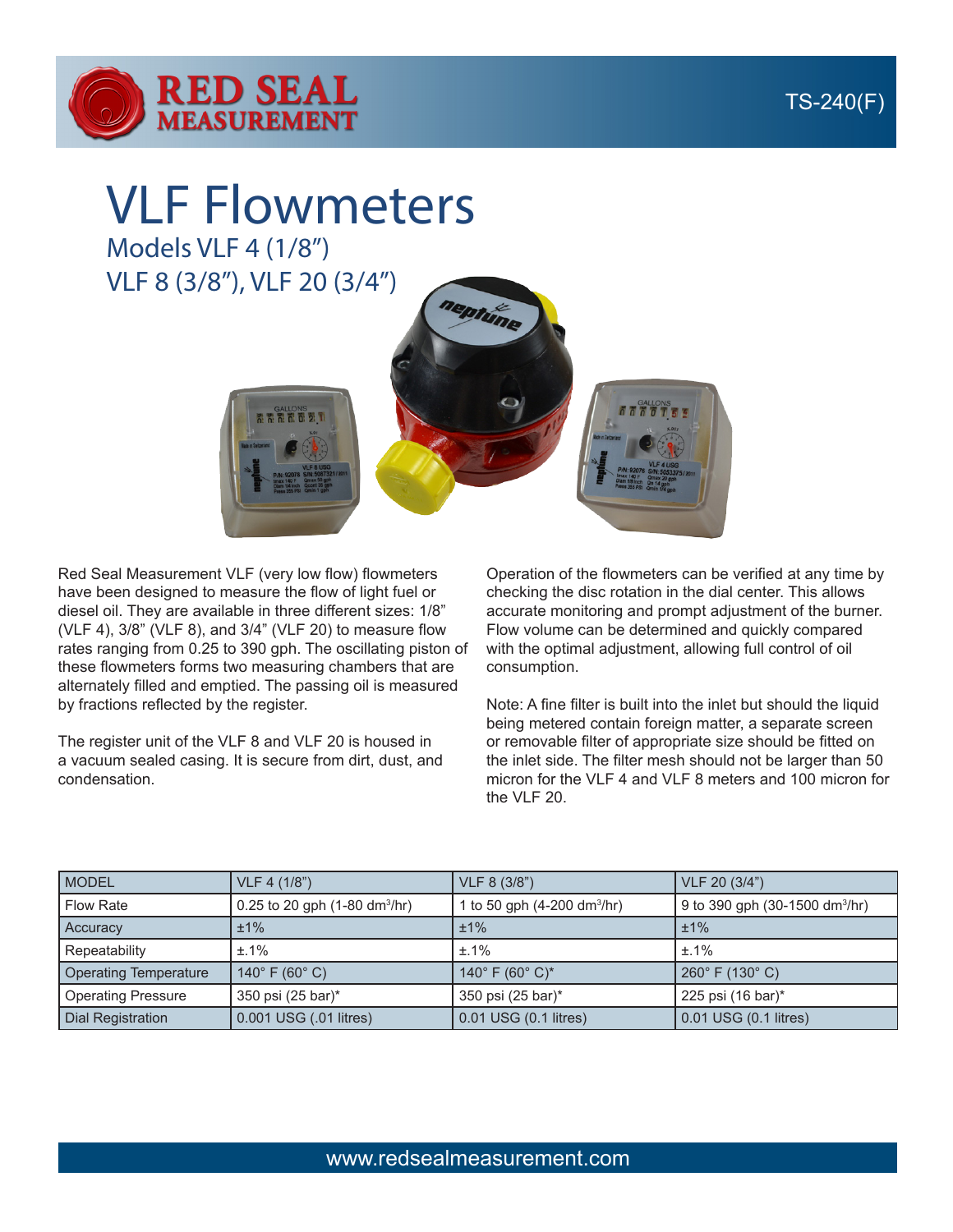# VLF Flowmeters

## Models VLF 4 (1/8")
## VLF 8 (3/8"), VLF 20 (3/4")

Red Seal Measurement VLF (very low flow) flowmeters have been designed to measure the flow of light fuel or diesel oil. They are available in three different sizes: 1/8" (VLF 4), 3/8" (VLF 8), and 3/4" (VLF 20) to measure flow rates ranging from 0.25 to 390 gph. The oscillating piston of these flowmeters forms two measuring chambers that are alternately filled and emptied. The passing oil is measured by fractions reflected by the register.

The register unit of the VLF 8 and VLF 20 is housed in a vacuum sealed casing. It is secure from dirt, dust, and condensation.

Operation of the flowmeters can be verified at any time by checking the disc rotation in the dial center. This allows accurate monitoring and prompt adjustment of the burner. Flow volume can be determined and quickly compared with the optimal adjustment, allowing full control of oil consumption.

Note: A fine filter is built into the inlet but should the liquid being metered contain foreign matter, a separate screen or removable filter of appropriate size should be fitted on the inlet side. The filter mesh should not be larger than 50 micron for the VLF 4 and VLF 8 meters and 100 micron for the VLF 20.

| MODEL | VLF 4 (1/8") | VLF 8 (3/8") | VLF 20 (3/4") |
|---|---|---|---|
| Flow Rate | 0.25 to 20 gph (1-80 dm$^3$/hr) | 1 to 50 gph (4-200 dm$^3$/hr) | 9 to 390 gph (30-1500 dm$^3$/hr) |
| Accuracy | ±1% | ±1% | ±1% |
| Repeatability | ±.1% | ±.1% | ±.1% |
| Operating Temperature | 140° F (60° C) | 140° F (60° C)* | 260° F (130° C) |
| Operating Pressure | 350 psi (25 bar)* | 350 psi (25 bar)* | 225 psi (16 bar)* |
| Dial Registration | 0.001 USG (.01 litres) | 0.01 USG (0.1 litres) | 0.01 USG (0.1 litres) |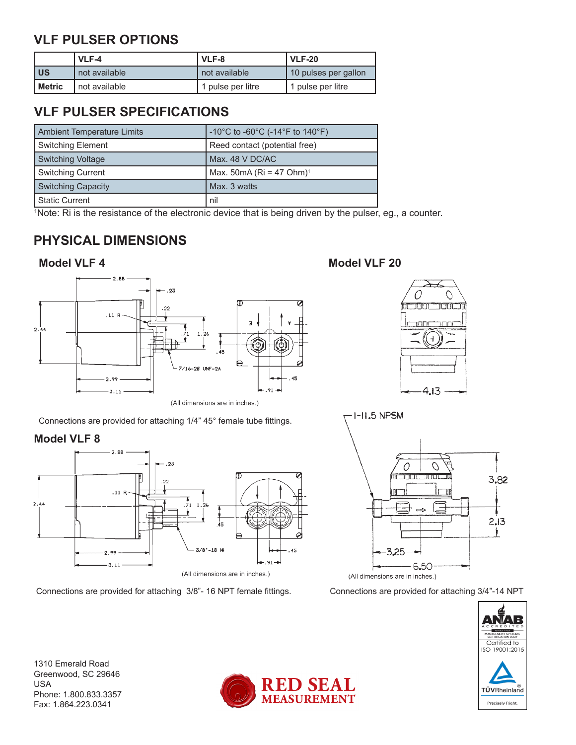## VLF PULSER OPTIONS

| | VLF-4 | VLF-8 | VLF-20 |
|---|---|---|---|
| US | not available | not available | 10 pulses per gallon |
| Metric | not available | 1 pulse per litre | 1 pulse per litre |

## VLF PULSER SPECIFICATIONS

| | |
|---|---|
| Ambient Temperature Limits | -10°C to -60°C (-14°F to 140°F) |
| Switching Element | Reed contact (potential free) |
| Switching Voltage | Max. 48 V DC/AC |
| Switching Current | Max. 50mA (Ri = 47 Ohm)[1] |
| Switching Capacity | Max. 3 watts |
| Static Current | nil |

[1]Note: Ri is the resistance of the electronic device that is being driven by the pulser, eg., a counter.

## PHYSICAL DIMENSIONS

### Model VLF 4

2.88
.23
.22
.11 R
2.44
.71
1.26
.45
7/16-20 UNF-2A
2.99
3.11
.45
.91

(All dimensions are in inches.)

Connections are provided for attaching 1/4" 45° female tube fittings.

### Model VLF 8

2.88
.23
.22
.11 R
2.44
.71
1.26
.45
3/8"-18 NI
2.99
3.11
.45
.91

(All dimensions are in inches.)

Connections are provided for attaching 3/8"- 16 NPT female fittings.

### Model VLF 20

4.13
1-11.5 NPSM
3.82
2.13
3.25
6.50

(All dimensions are in inches.)

Connections are provided for attaching 3/4"-14 NPT

1310 Emerald Road
Greenwood, SC 29646
USA
Phone: 1.800.833.3357
Fax: 1.864.223.0341

RED SEAL MEASUREMENT

ANAB ACCREDITED MANAGEMENT SYSTEMS CERTIFICATION BODY
Certified to ISO 19001:2015
TÜVRheinland®
Precisely Right.